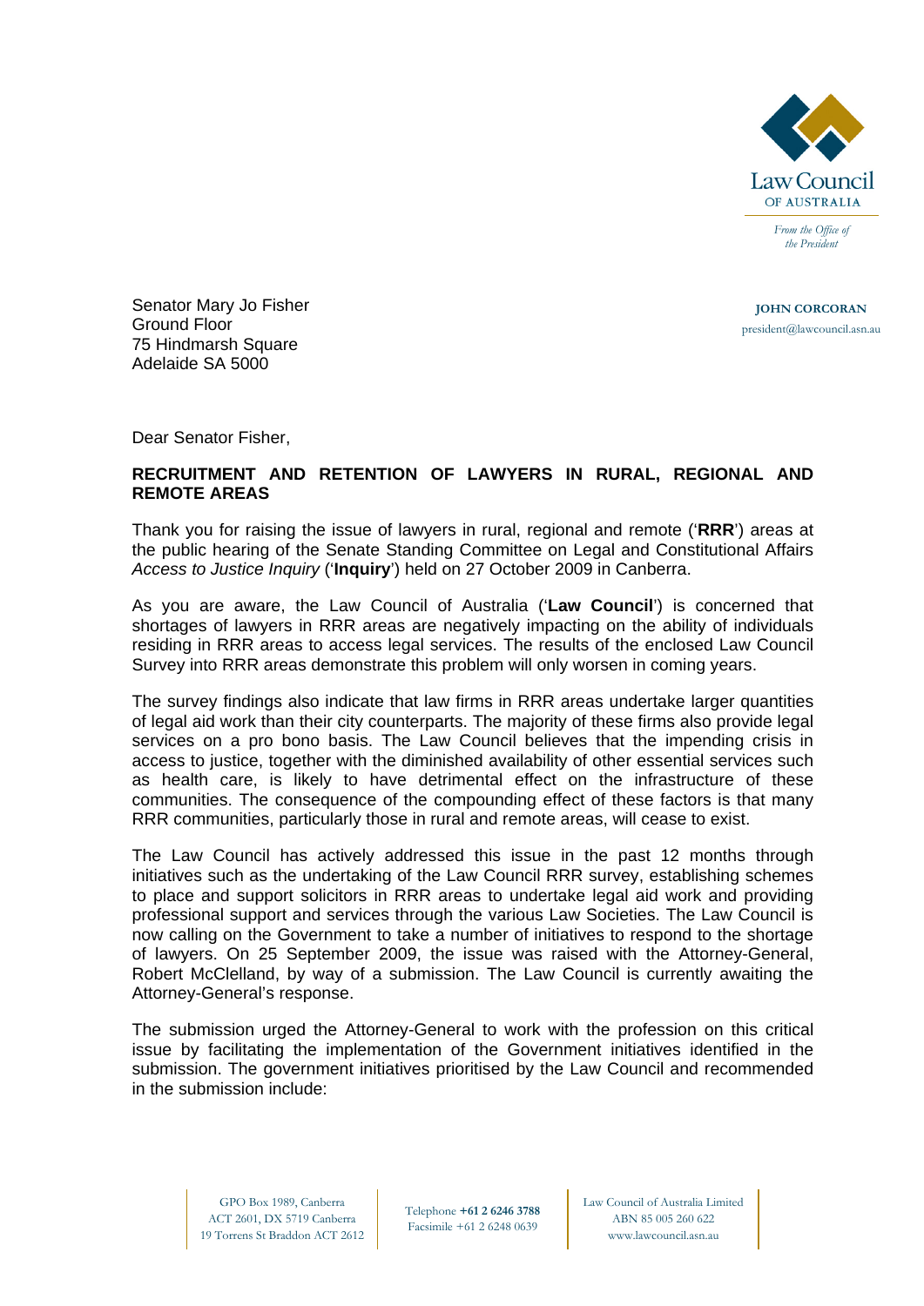Law Council
OF AUSTRALIA

*From the Office of the President*

**JOHN CORCORAN**
president@lawcouncil.asn.au

Senator Mary Jo Fisher
Ground Floor
75 Hindmarsh Square
Adelaide SA 5000

Dear Senator Fisher,

**RECRUITMENT AND RETENTION OF LAWYERS IN RURAL, REGIONAL AND REMOTE AREAS**

Thank you for raising the issue of lawyers in rural, regional and remote ('**RRR**') areas at the public hearing of the Senate Standing Committee on Legal and Constitutional Affairs *Access to Justice Inquiry* ('**Inquiry**') held on 27 October 2009 in Canberra.

As you are aware, the Law Council of Australia ('**Law Council**') is concerned that shortages of lawyers in RRR areas are negatively impacting on the ability of individuals residing in RRR areas to access legal services. The results of the enclosed Law Council Survey into RRR areas demonstrate this problem will only worsen in coming years.

The survey findings also indicate that law firms in RRR areas undertake larger quantities of legal aid work than their city counterparts. The majority of these firms also provide legal services on a pro bono basis. The Law Council believes that the impending crisis in access to justice, together with the diminished availability of other essential services such as health care, is likely to have detrimental effect on the infrastructure of these communities. The consequence of the compounding effect of these factors is that many RRR communities, particularly those in rural and remote areas, will cease to exist.

The Law Council has actively addressed this issue in the past 12 months through initiatives such as the undertaking of the Law Council RRR survey, establishing schemes to place and support solicitors in RRR areas to undertake legal aid work and providing professional support and services through the various Law Societies. The Law Council is now calling on the Government to take a number of initiatives to respond to the shortage of lawyers. On 25 September 2009, the issue was raised with the Attorney-General, Robert McClelland, by way of a submission. The Law Council is currently awaiting the Attorney-General's response.

The submission urged the Attorney-General to work with the profession on this critical issue by facilitating the implementation of the Government initiatives identified in the submission. The government initiatives prioritised by the Law Council and recommended in the submission include:

GPO Box 1989, Canberra
ACT 2601, DX 5719 Canberra
19 Torrens St Braddon ACT 2612

Telephone **+61 2 6246 3788**
Facsimile +61 2 6248 0639

Law Council of Australia Limited
ABN 85 005 260 622
www.lawcouncil.asn.au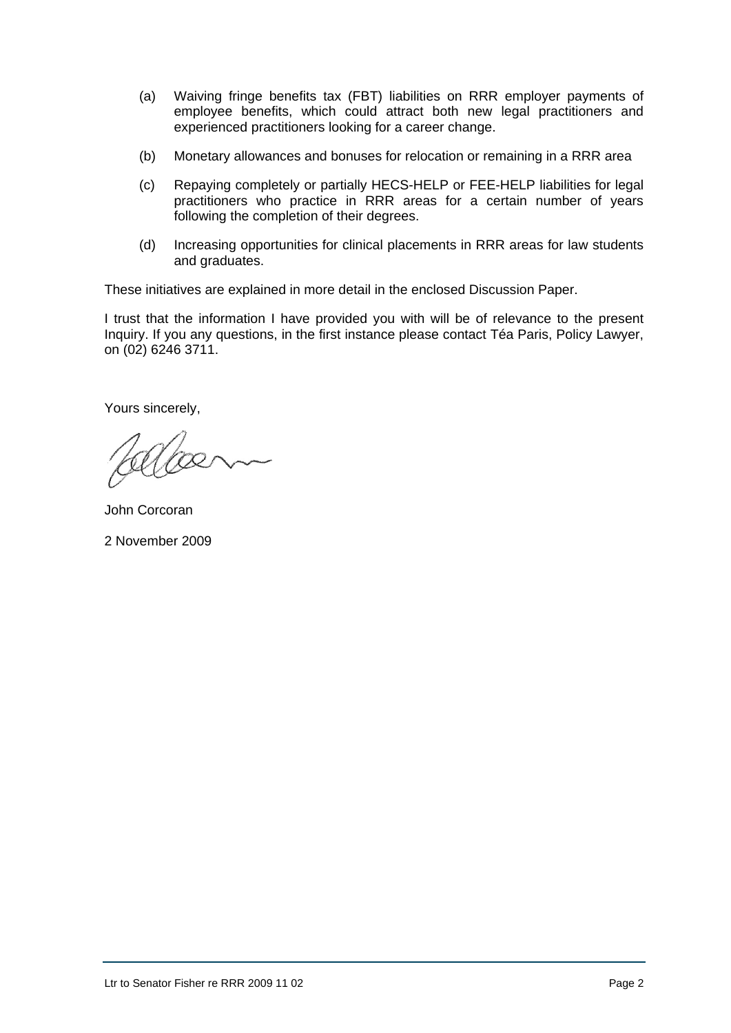(a) Waiving fringe benefits tax (FBT) liabilities on RRR employer payments of employee benefits, which could attract both new legal practitioners and experienced practitioners looking for a career change.

(b) Monetary allowances and bonuses for relocation or remaining in a RRR area

(c) Repaying completely or partially HECS-HELP or FEE-HELP liabilities for legal practitioners who practice in RRR areas for a certain number of years following the completion of their degrees.

(d) Increasing opportunities for clinical placements in RRR areas for law students and graduates.

These initiatives are explained in more detail in the enclosed Discussion Paper.

I trust that the information I have provided you with will be of relevance to the present Inquiry. If you any questions, in the first instance please contact Téa Paris, Policy Lawyer, on (02) 6246 3711.

Yours sincerely,

John Corcoran

2 November 2009